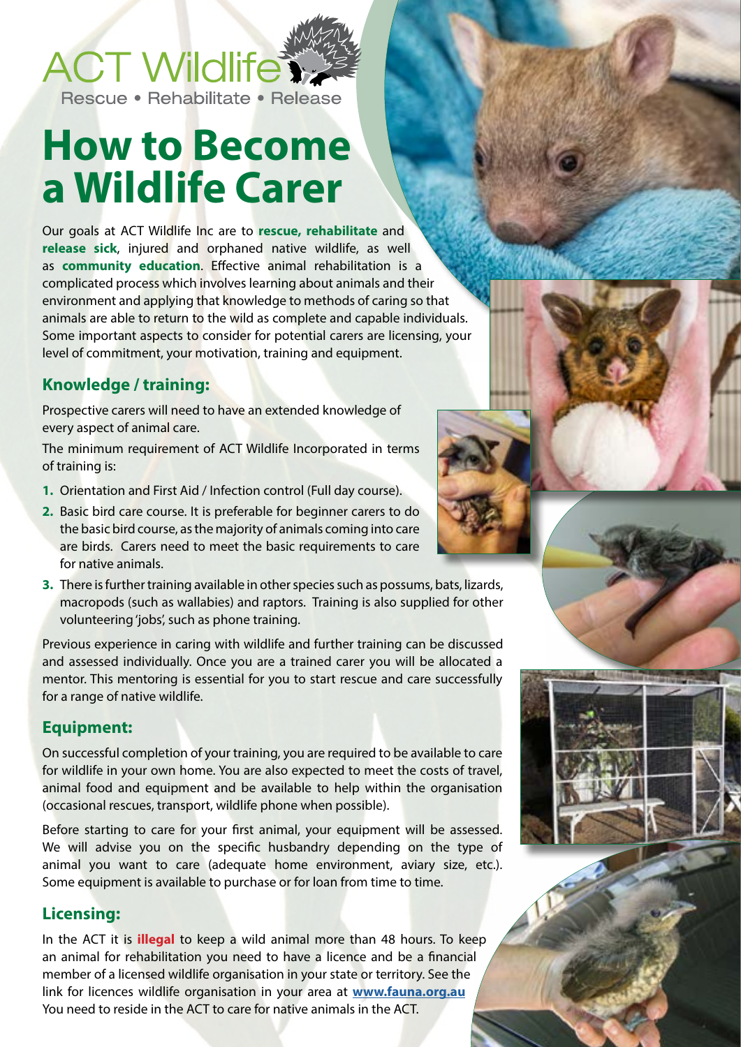ACT Wildlife

Rescue • Rehabilitate • Release

# How to Become a Wildlife Carer

Our goals at ACT Wildlife Inc are to **rescue, rehabilitate** and **release sick**, injured and orphaned native wildlife, as well as **community education**. Effective animal rehabilitation is a complicated process which involves learning about animals and their environment and applying that knowledge to methods of caring so that animals are able to return to the wild as complete and capable individuals. Some important aspects to consider for potential carers are licensing, your level of commitment, your motivation, training and equipment.

## Knowledge / training:

Prospective carers will need to have an extended knowledge of every aspect of animal care.

The minimum requirement of ACT Wildlife Incorporated in terms of training is:

1. Orientation and First Aid / Infection control (Full day course).
2. Basic bird care course. It is preferable for beginner carers to do the basic bird course, as the majority of animals coming into care are birds. Carers need to meet the basic requirements to care for native animals.
3. There is further training available in other species such as possums, bats, lizards, macropods (such as wallabies) and raptors. Training is also supplied for other volunteering 'jobs', such as phone training.

Previous experience in caring with wildlife and further training can be discussed and assessed individually. Once you are a trained carer you will be allocated a mentor. This mentoring is essential for you to start rescue and care successfully for a range of native wildlife.

## Equipment:

On successful completion of your training, you are required to be available to care for wildlife in your own home. You are also expected to meet the costs of travel, animal food and equipment and be available to help within the organisation (occasional rescues, transport, wildlife phone when possible).

Before starting to care for your first animal, your equipment will be assessed. We will advise you on the specific husbandry depending on the type of animal you want to care (adequate home environment, aviary size, etc.). Some equipment is available to purchase or for loan from time to time.

## Licensing:

In the ACT it is **illegal** to keep a wild animal more than 48 hours. To keep an animal for rehabilitation you need to have a licence and be a financial member of a licensed wildlife organisation in your state or territory. See the link for licences wildlife organisation in your area at **www.fauna.org.au** You need to reside in the ACT to care for native animals in the ACT.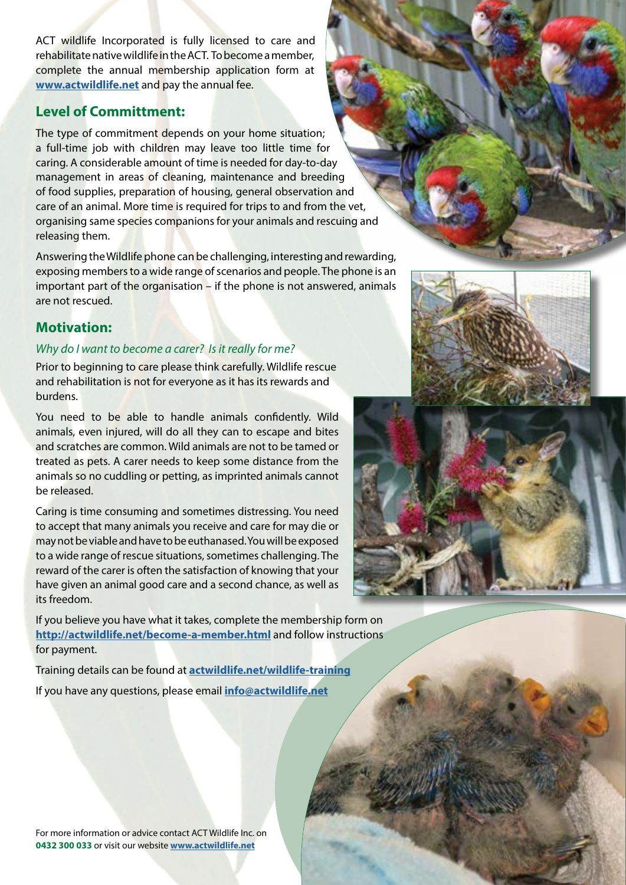ACT wildlife Incorporated is fully licensed to care and rehabilitate native wildlife in the ACT. To become a member, complete the annual membership application form at **www.actwildlife.net** and pay the annual fee.

## Level of Committment:

The type of commitment depends on your home situation; a full-time job with children may leave too little time for caring. A considerable amount of time is needed for day-to-day management in areas of cleaning, maintenance and breeding of food supplies, preparation of housing, general observation and care of an animal. More time is required for trips to and from the vet, organising same species companions for your animals and rescuing and releasing them.

Answering the Wildlife phone can be challenging, interesting and rewarding, exposing members to a wide range of scenarios and people. The phone is an important part of the organisation – if the phone is not answered, animals are not rescued.

## Motivation:

*Why do I want to become a carer? Is it really for me?*

Prior to beginning to care please think carefully. Wildlife rescue and rehabilitation is not for everyone as it has its rewards and burdens.

You need to be able to handle animals confidently. Wild animals, even injured, will do all they can to escape and bites and scratches are common. Wild animals are not to be tamed or treated as pets. A carer needs to keep some distance from the animals so no cuddling or petting, as imprinted animals cannot be released.

Caring is time consuming and sometimes distressing. You need to accept that many animals you receive and care for may die or may not be viable and have to be euthanased. You will be exposed to a wide range of rescue situations, sometimes challenging. The reward of the carer is often the satisfaction of knowing that your have given an animal good care and a second chance, as well as its freedom.

If you believe you have what it takes, complete the membership form on **http://actwildlife.net/become-a-member.html** and follow instructions for payment.

Training details can be found at **actwildlife.net/wildlife-training**

If you have any questions, please email **info@actwildlife.net**

For more information or advice contact ACT Wildlife Inc. on **0432 300 033** or visit our website **www.actwildlife.net**